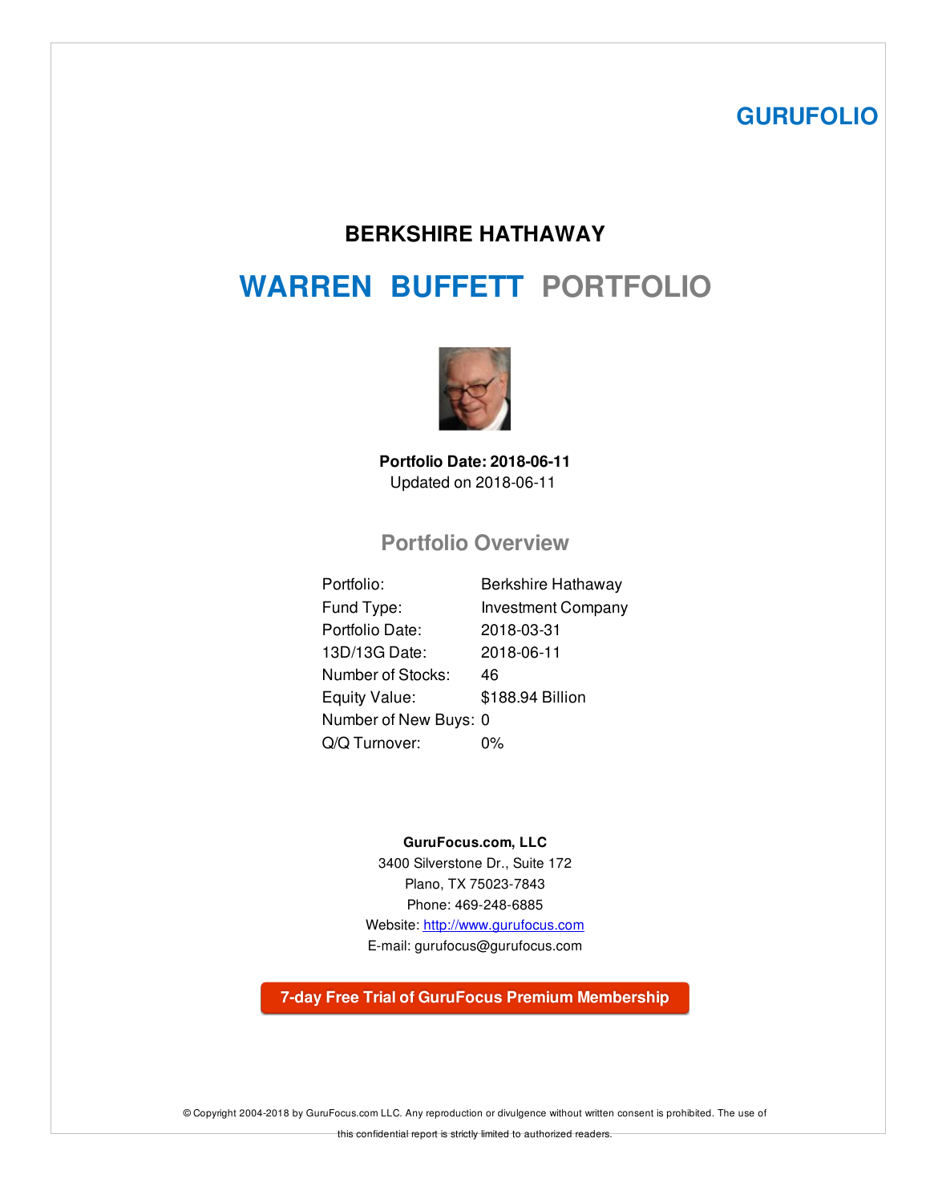GURUFOLIO

# BERKSHIRE HATHAWAY

# WARREN BUFFETT PORTFOLIO

**Portfolio Date: 2018-06-11**
Updated on 2018-06-11

## Portfolio Overview

| | |
|---|---|
| Portfolio: | Berkshire Hathaway |
| Fund Type: | Investment Company |
| Portfolio Date: | 2018-03-31 |
| 13D/13G Date: | 2018-06-11 |
| Number of Stocks: | 46 |
| Equity Value: | $188.94 Billion |
| Number of New Buys: | 0 |
| Q/Q Turnover: | 0% |

**GuruFocus.com, LLC**
3400 Silverstone Dr., Suite 172
Plano, TX 75023-7843
Phone: 469-248-6885
Website: http://www.gurufocus.com
E-mail: gurufocus@gurufocus.com

7-day Free Trial of GuruFocus Premium Membership

© Copyright 2004-2018 by GuruFocus.com LLC. Any reproduction or divulgence without written consent is prohibited. The use of this confidential report is strictly limited to authorized readers.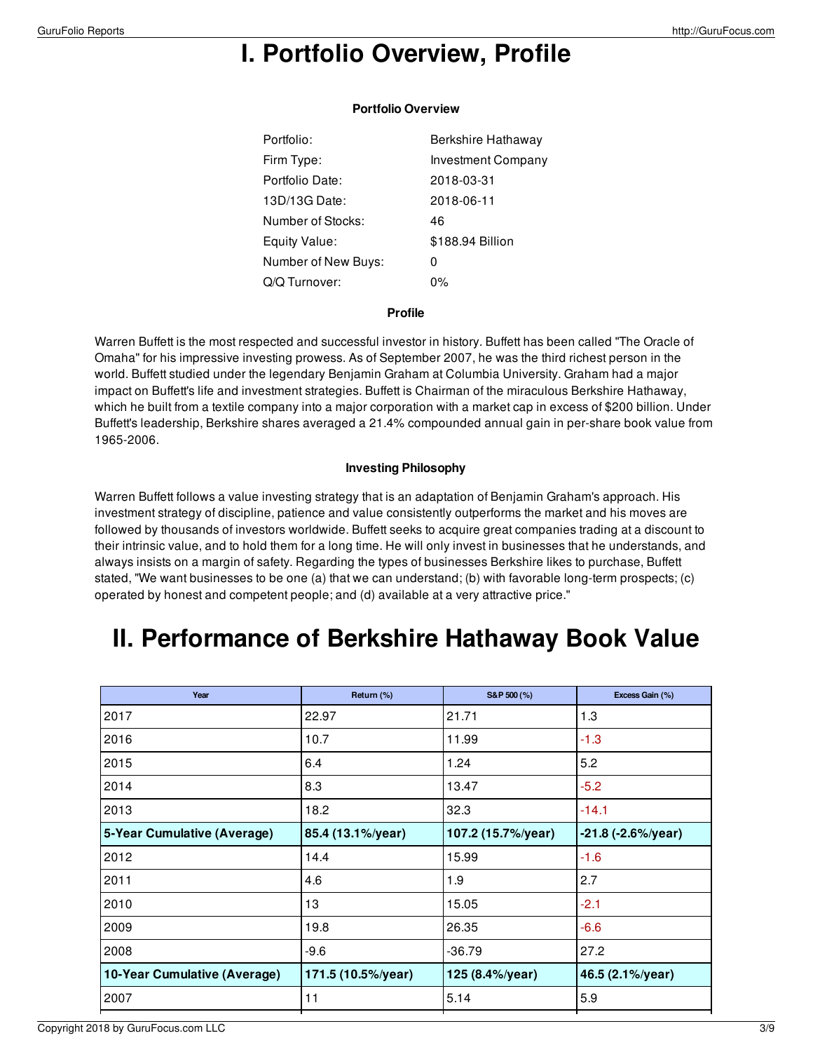# I. Portfolio Overview, Profile

**Portfolio Overview**

| | |
|---|---|
| Portfolio: | Berkshire Hathaway |
| Firm Type: | Investment Company |
| Portfolio Date: | 2018-03-31 |
| 13D/13G Date: | 2018-06-11 |
| Number of Stocks: | 46 |
| Equity Value: | $188.94 Billion |
| Number of New Buys: | 0 |
| Q/Q Turnover: | 0% |

**Profile**

Warren Buffett is the most respected and successful investor in history. Buffett has been called "The Oracle of Omaha" for his impressive investing prowess. As of September 2007, he was the third richest person in the world. Buffett studied under the legendary Benjamin Graham at Columbia University. Graham had a major impact on Buffett's life and investment strategies. Buffett is Chairman of the miraculous Berkshire Hathaway, which he built from a textile company into a major corporation with a market cap in excess of $200 billion. Under Buffett's leadership, Berkshire shares averaged a 21.4% compounded annual gain in per-share book value from 1965-2006.

**Investing Philosophy**

Warren Buffett follows a value investing strategy that is an adaptation of Benjamin Graham's approach. His investment strategy of discipline, patience and value consistently outperforms the market and his moves are followed by thousands of investors worldwide. Buffett seeks to acquire great companies trading at a discount to their intrinsic value, and to hold them for a long time. He will only invest in businesses that he understands, and always insists on a margin of safety. Regarding the types of businesses Berkshire likes to purchase, Buffett stated, "We want businesses to be one (a) that we can understand; (b) with favorable long-term prospects; (c) operated by honest and competent people; and (d) available at a very attractive price."

# II. Performance of Berkshire Hathaway Book Value

| Year | Return (%) | S&P 500 (%) | Excess Gain (%) |
|---|---|---|---|
| 2017 | 22.97 | 21.71 | 1.3 |
| 2016 | 10.7 | 11.99 | -1.3 |
| 2015 | 6.4 | 1.24 | 5.2 |
| 2014 | 8.3 | 13.47 | -5.2 |
| 2013 | 18.2 | 32.3 | -14.1 |
| **5-Year Cumulative (Average)** | **85.4 (13.1%/year)** | **107.2 (15.7%/year)** | **-21.8 (-2.6%/year)** |
| 2012 | 14.4 | 15.99 | -1.6 |
| 2011 | 4.6 | 1.9 | 2.7 |
| 2010 | 13 | 15.05 | -2.1 |
| 2009 | 19.8 | 26.35 | -6.6 |
| 2008 | -9.6 | -36.79 | 27.2 |
| **10-Year Cumulative (Average)** | **171.5 (10.5%/year)** | **125 (8.4%/year)** | **46.5 (2.1%/year)** |
| 2007 | 11 | 5.14 | 5.9 |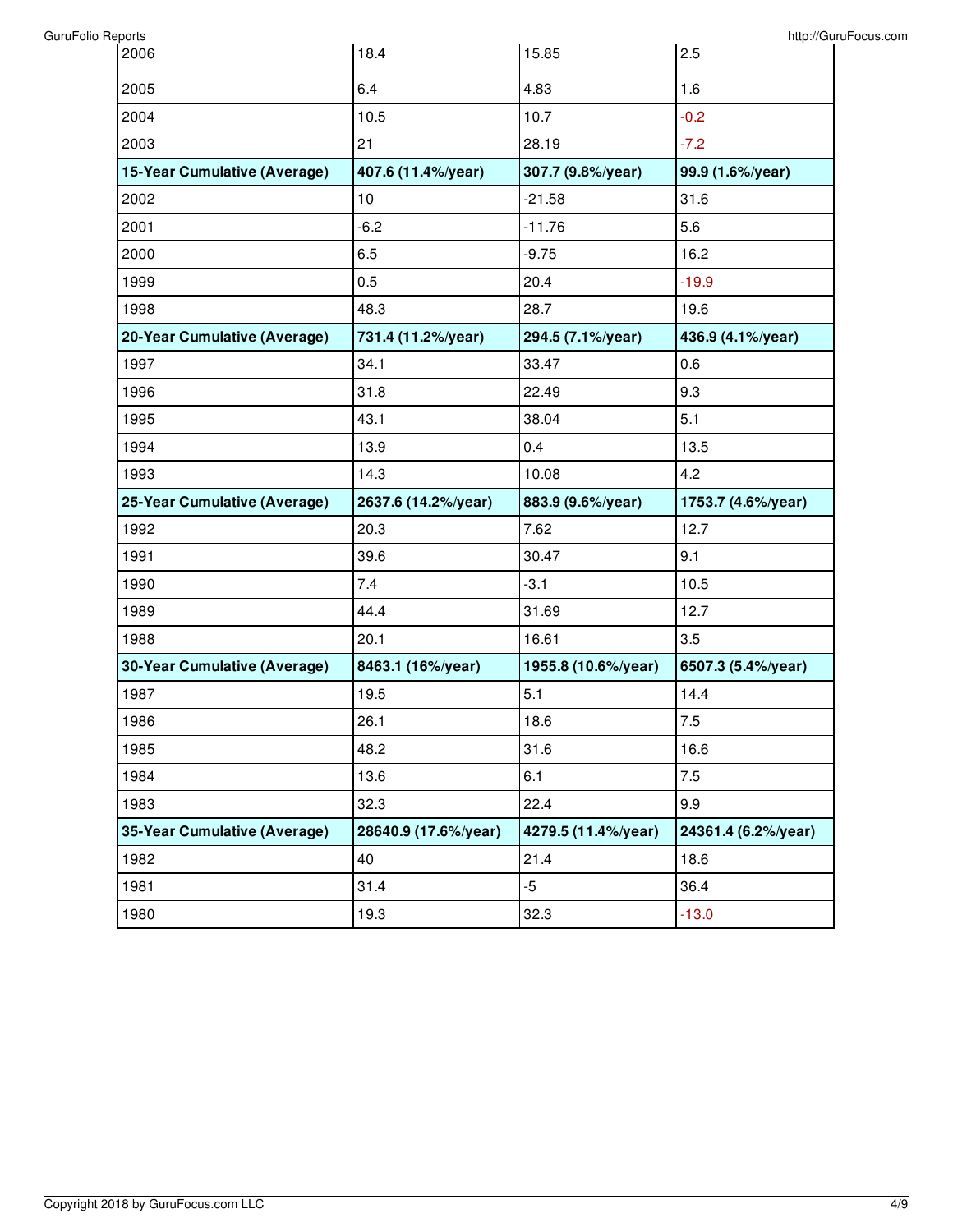| | | | |
|---|---|---|---|
| 2006 | 18.4 | 15.85 | 2.5 |
| 2005 | 6.4 | 4.83 | 1.6 |
| 2004 | 10.5 | 10.7 | -0.2 |
| 2003 | 21 | 28.19 | -7.2 |
| **15-Year Cumulative (Average)** | **407.6 (11.4%/year)** | **307.7 (9.8%/year)** | **99.9 (1.6%/year)** |
| 2002 | 10 | -21.58 | 31.6 |
| 2001 | -6.2 | -11.76 | 5.6 |
| 2000 | 6.5 | -9.75 | 16.2 |
| 1999 | 0.5 | 20.4 | -19.9 |
| 1998 | 48.3 | 28.7 | 19.6 |
| **20-Year Cumulative (Average)** | **731.4 (11.2%/year)** | **294.5 (7.1%/year)** | **436.9 (4.1%/year)** |
| 1997 | 34.1 | 33.47 | 0.6 |
| 1996 | 31.8 | 22.49 | 9.3 |
| 1995 | 43.1 | 38.04 | 5.1 |
| 1994 | 13.9 | 0.4 | 13.5 |
| 1993 | 14.3 | 10.08 | 4.2 |
| **25-Year Cumulative (Average)** | **2637.6 (14.2%/year)** | **883.9 (9.6%/year)** | **1753.7 (4.6%/year)** |
| 1992 | 20.3 | 7.62 | 12.7 |
| 1991 | 39.6 | 30.47 | 9.1 |
| 1990 | 7.4 | -3.1 | 10.5 |
| 1989 | 44.4 | 31.69 | 12.7 |
| 1988 | 20.1 | 16.61 | 3.5 |
| **30-Year Cumulative (Average)** | **8463.1 (16%/year)** | **1955.8 (10.6%/year)** | **6507.3 (5.4%/year)** |
| 1987 | 19.5 | 5.1 | 14.4 |
| 1986 | 26.1 | 18.6 | 7.5 |
| 1985 | 48.2 | 31.6 | 16.6 |
| 1984 | 13.6 | 6.1 | 7.5 |
| 1983 | 32.3 | 22.4 | 9.9 |
| **35-Year Cumulative (Average)** | **28640.9 (17.6%/year)** | **4279.5 (11.4%/year)** | **24361.4 (6.2%/year)** |
| 1982 | 40 | 21.4 | 18.6 |
| 1981 | 31.4 | -5 | 36.4 |
| 1980 | 19.3 | 32.3 | -13.0 |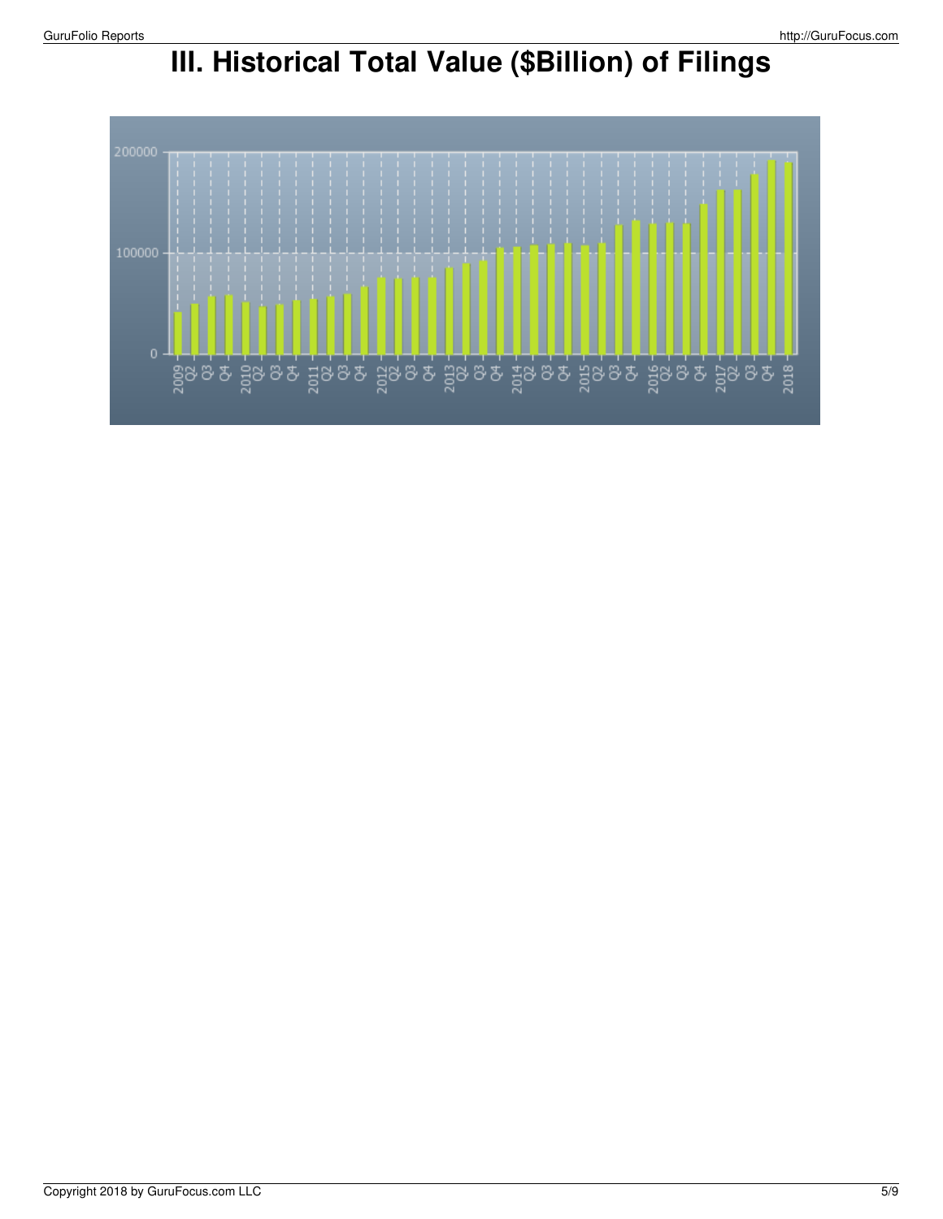# III. Historical Total Value ($Billion) of Filings

200000

100000

0

2009 Q2 Q3 Q4 2010 Q2 Q3 Q4 2011 Q2 Q3 Q4 2012 Q2 Q3 Q4 2013 Q2 Q3 Q4 2014 Q2 Q3 Q4 2015 Q2 Q3 Q4 2016 Q2 Q3 Q4 2017 Q2 Q3 Q4 2018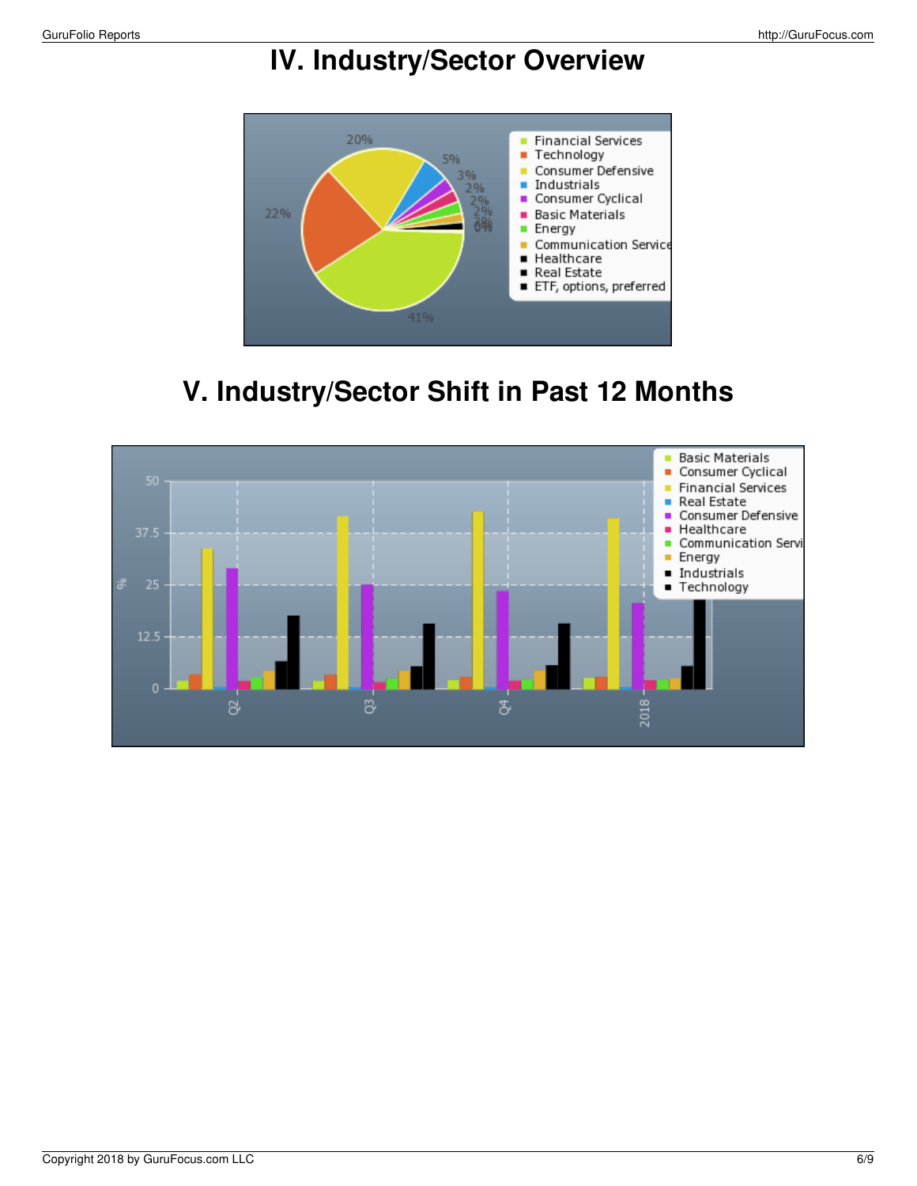# IV. Industry/Sector Overview

20%
5%
3%
2%
2%
2%
2%
0%
22%
41%

Financial Services
Technology
Consumer Defensive
Industrials
Consumer Cyclical
Basic Materials
Energy
Communication Service
Healthcare
Real Estate
ETF, options, preferred

# V. Industry/Sector Shift in Past 12 Months

50
37.5
25
12.5
0
%

Q2
Q3
Q4
2018

Basic Materials
Consumer Cyclical
Financial Services
Real Estate
Consumer Defensive
Healthcare
Communication Servi
Energy
Industrials
Technology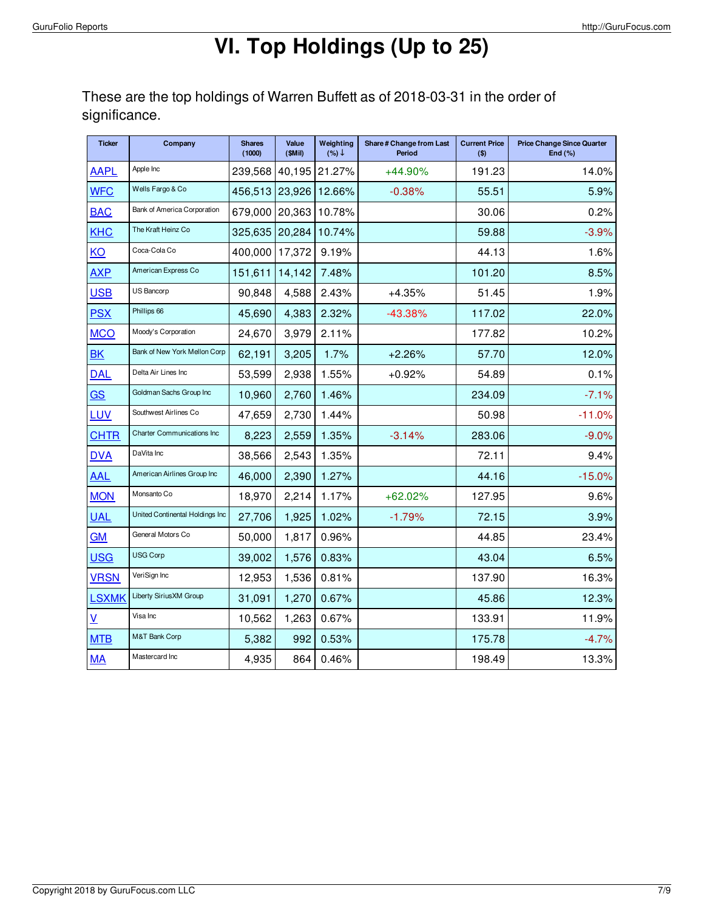# VI. Top Holdings (Up to 25)

These are the top holdings of Warren Buffett as of 2018-03-31 in the order of significance.

| Ticker | Company | Shares (1000) | Value ($Mil) | Weighting (%) ↓ | Share # Change from Last Period | Current Price ($) | Price Change Since Quarter End (%) |
|---|---|---|---|---|---|---|---|
| AAPL | Apple Inc | 239,568 | 40,195 | 21.27% | +44.90% | 191.23 | 14.0% |
| WFC | Wells Fargo & Co | 456,513 | 23,926 | 12.66% | -0.38% | 55.51 | 5.9% |
| BAC | Bank of America Corporation | 679,000 | 20,363 | 10.78% | | 30.06 | 0.2% |
| KHC | The Kraft Heinz Co | 325,635 | 20,284 | 10.74% | | 59.88 | -3.9% |
| KO | Coca-Cola Co | 400,000 | 17,372 | 9.19% | | 44.13 | 1.6% |
| AXP | American Express Co | 151,611 | 14,142 | 7.48% | | 101.20 | 8.5% |
| USB | US Bancorp | 90,848 | 4,588 | 2.43% | +4.35% | 51.45 | 1.9% |
| PSX | Phillips 66 | 45,690 | 4,383 | 2.32% | -43.38% | 117.02 | 22.0% |
| MCO | Moody's Corporation | 24,670 | 3,979 | 2.11% | | 177.82 | 10.2% |
| BK | Bank of New York Mellon Corp | 62,191 | 3,205 | 1.7% | +2.26% | 57.70 | 12.0% |
| DAL | Delta Air Lines Inc | 53,599 | 2,938 | 1.55% | +0.92% | 54.89 | 0.1% |
| GS | Goldman Sachs Group Inc | 10,960 | 2,760 | 1.46% | | 234.09 | -7.1% |
| LUV | Southwest Airlines Co | 47,659 | 2,730 | 1.44% | | 50.98 | -11.0% |
| CHTR | Charter Communications Inc | 8,223 | 2,559 | 1.35% | -3.14% | 283.06 | -9.0% |
| DVA | DaVita Inc | 38,566 | 2,543 | 1.35% | | 72.11 | 9.4% |
| AAL | American Airlines Group Inc | 46,000 | 2,390 | 1.27% | | 44.16 | -15.0% |
| MON | Monsanto Co | 18,970 | 2,214 | 1.17% | +62.02% | 127.95 | 9.6% |
| UAL | United Continental Holdings Inc | 27,706 | 1,925 | 1.02% | -1.79% | 72.15 | 3.9% |
| GM | General Motors Co | 50,000 | 1,817 | 0.96% | | 44.85 | 23.4% |
| USG | USG Corp | 39,002 | 1,576 | 0.83% | | 43.04 | 6.5% |
| VRSN | VeriSign Inc | 12,953 | 1,536 | 0.81% | | 137.90 | 16.3% |
| LSXMK | Liberty SiriusXM Group | 31,091 | 1,270 | 0.67% | | 45.86 | 12.3% |
| V | Visa Inc | 10,562 | 1,263 | 0.67% | | 133.91 | 11.9% |
| MTB | M&T Bank Corp | 5,382 | 992 | 0.53% | | 175.78 | -4.7% |
| MA | Mastercard Inc | 4,935 | 864 | 0.46% | | 198.49 | 13.3% |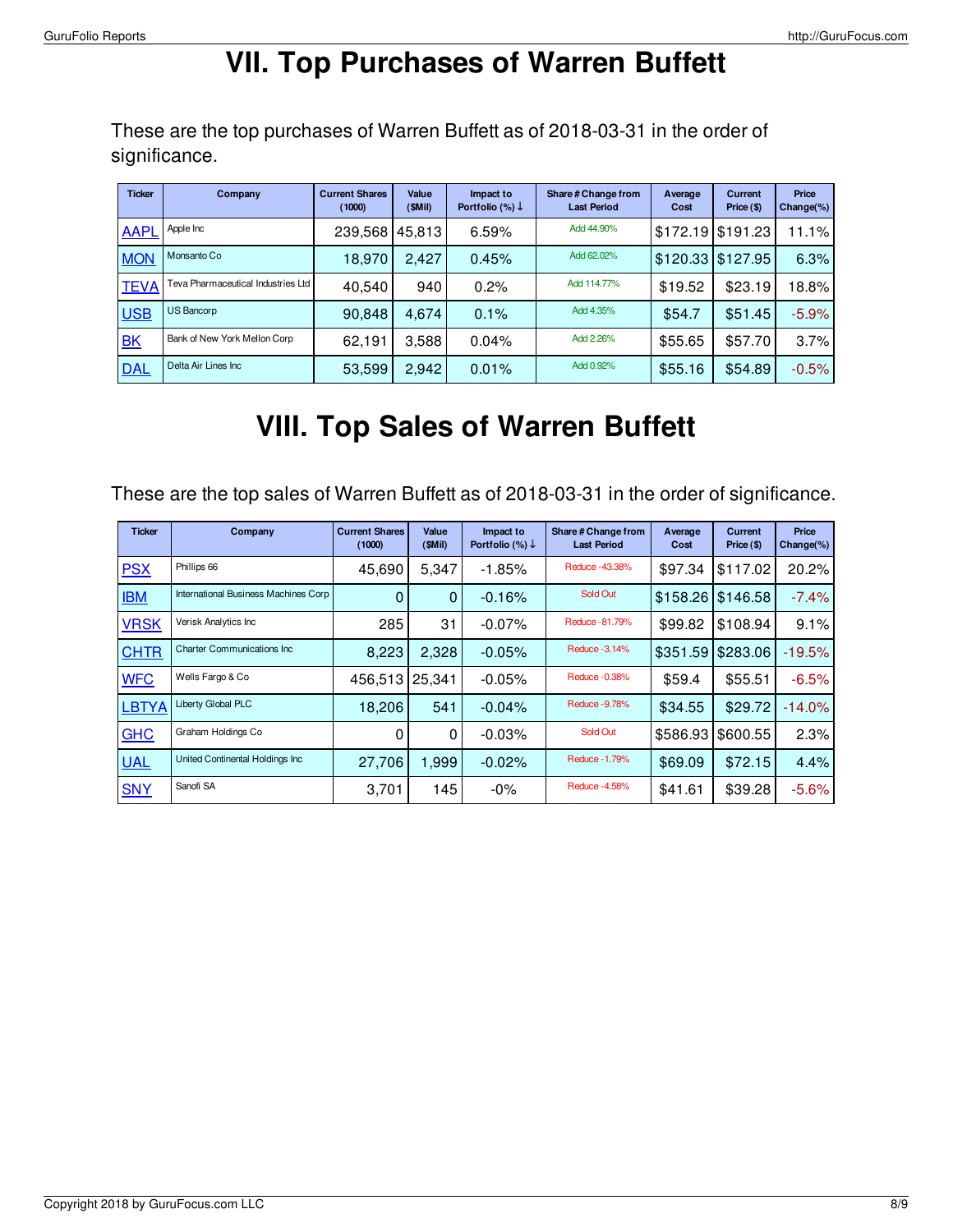# VII. Top Purchases of Warren Buffett

These are the top purchases of Warren Buffett as of 2018-03-31 in the order of significance.

| Ticker | Company | Current Shares (1000) | Value ($Mil) | Impact to Portfolio (%) ↓ | Share # Change from Last Period | Average Cost | Current Price ($) | Price Change(%) |
|---|---|---|---|---|---|---|---|---|
| AAPL | Apple Inc | 239,568 | 45,813 | 6.59% | Add 44.90% | $172.19 | $191.23 | 11.1% |
| MON | Monsanto Co | 18,970 | 2,427 | 0.45% | Add 62.02% | $120.33 | $127.95 | 6.3% |
| TEVA | Teva Pharmaceutical Industries Ltd | 40,540 | 940 | 0.2% | Add 114.77% | $19.52 | $23.19 | 18.8% |
| USB | US Bancorp | 90,848 | 4,674 | 0.1% | Add 4.35% | $54.7 | $51.45 | -5.9% |
| BK | Bank of New York Mellon Corp | 62,191 | 3,588 | 0.04% | Add 2.26% | $55.65 | $57.70 | 3.7% |
| DAL | Delta Air Lines Inc | 53,599 | 2,942 | 0.01% | Add 0.92% | $55.16 | $54.89 | -0.5% |

# VIII. Top Sales of Warren Buffett

These are the top sales of Warren Buffett as of 2018-03-31 in the order of significance.

| Ticker | Company | Current Shares (1000) | Value ($Mil) | Impact to Portfolio (%) ↓ | Share # Change from Last Period | Average Cost | Current Price ($) | Price Change(%) |
|---|---|---|---|---|---|---|---|---|
| PSX | Phillips 66 | 45,690 | 5,347 | -1.85% | Reduce -43.38% | $97.34 | $117.02 | 20.2% |
| IBM | International Business Machines Corp | 0 | 0 | -0.16% | Sold Out | $158.26 | $146.58 | -7.4% |
| VRSK | Verisk Analytics Inc | 285 | 31 | -0.07% | Reduce -81.79% | $99.82 | $108.94 | 9.1% |
| CHTR | Charter Communications Inc | 8,223 | 2,328 | -0.05% | Reduce -3.14% | $351.59 | $283.06 | -19.5% |
| WFC | Wells Fargo & Co | 456,513 | 25,341 | -0.05% | Reduce -0.38% | $59.4 | $55.51 | -6.5% |
| LBTYA | Liberty Global PLC | 18,206 | 541 | -0.04% | Reduce -9.78% | $34.55 | $29.72 | -14.0% |
| GHC | Graham Holdings Co | 0 | 0 | -0.03% | Sold Out | $586.93 | $600.55 | 2.3% |
| UAL | United Continental Holdings Inc | 27,706 | 1,999 | -0.02% | Reduce -1.79% | $69.09 | $72.15 | 4.4% |
| SNY | Sanofi SA | 3,701 | 145 | -0% | Reduce -4.58% | $41.61 | $39.28 | -5.6% |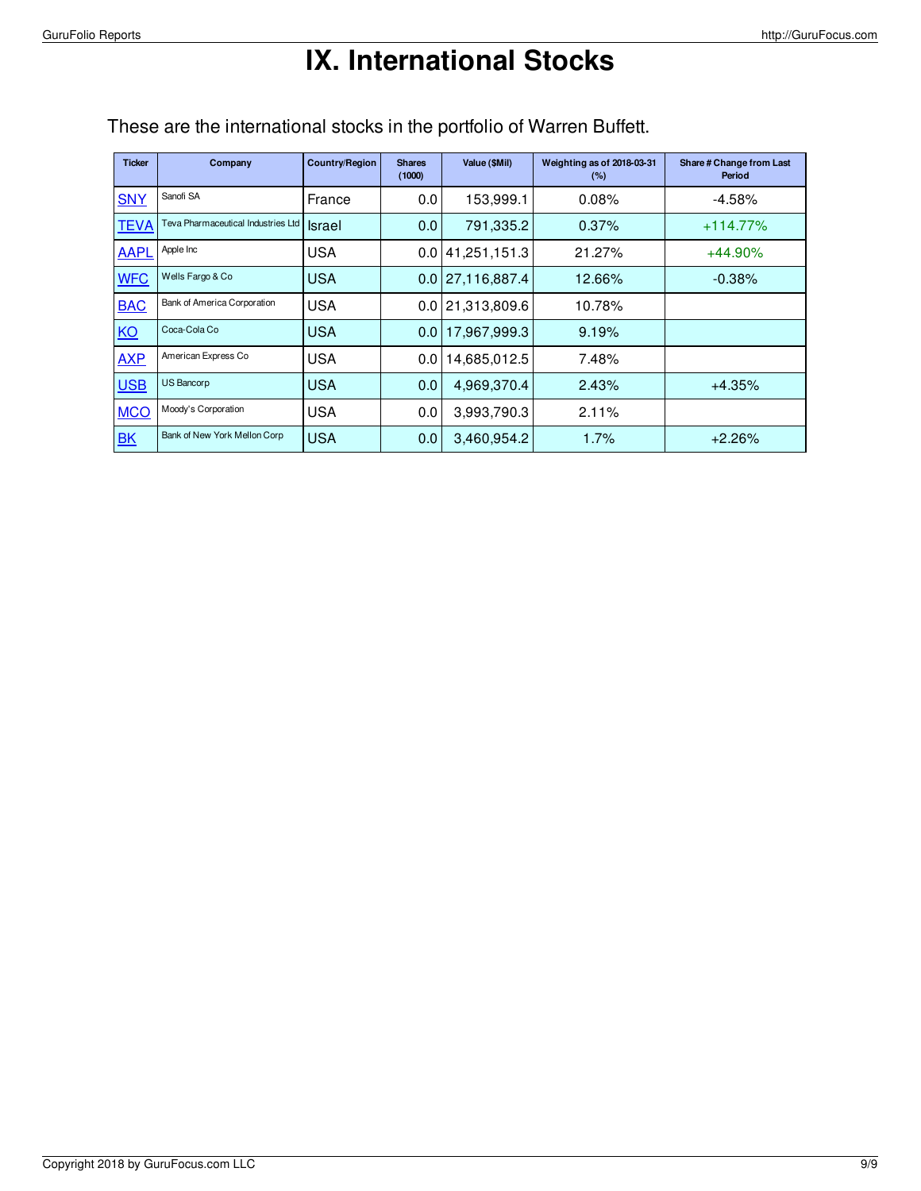# IX. International Stocks

These are the international stocks in the portfolio of Warren Buffett.

| Ticker | Company | Country/Region | Shares (1000) | Value ($Mil) | Weighting as of 2018-03-31 (%) | Share # Change from Last Period |
|---|---|---|---|---|---|---|
| SNY | Sanofi SA | France | 0.0 | 153,999.1 | 0.08% | -4.58% |
| TEVA | Teva Pharmaceutical Industries Ltd | Israel | 0.0 | 791,335.2 | 0.37% | +114.77% |
| AAPL | Apple Inc | USA | 0.0 | 41,251,151.3 | 21.27% | +44.90% |
| WFC | Wells Fargo & Co | USA | 0.0 | 27,116,887.4 | 12.66% | -0.38% |
| BAC | Bank of America Corporation | USA | 0.0 | 21,313,809.6 | 10.78% | |
| KO | Coca-Cola Co | USA | 0.0 | 17,967,999.3 | 9.19% | |
| AXP | American Express Co | USA | 0.0 | 14,685,012.5 | 7.48% | |
| USB | US Bancorp | USA | 0.0 | 4,969,370.4 | 2.43% | +4.35% |
| MCO | Moody's Corporation | USA | 0.0 | 3,993,790.3 | 2.11% | |
| BK | Bank of New York Mellon Corp | USA | 0.0 | 3,460,954.2 | 1.7% | +2.26% |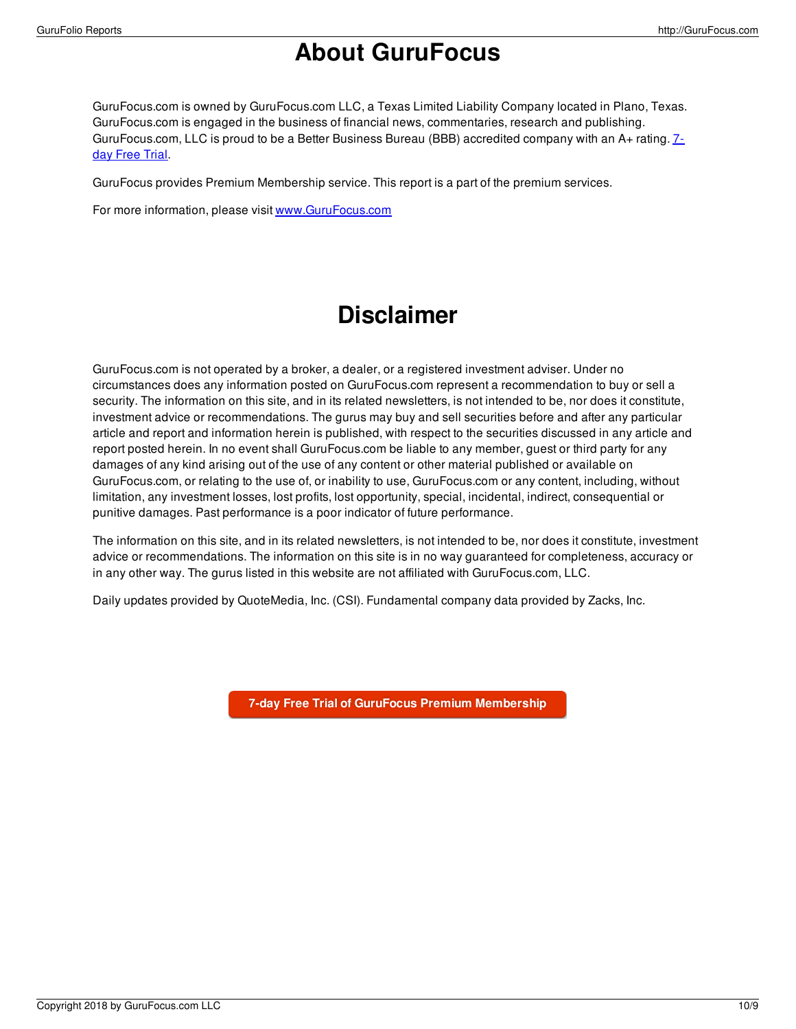# About GuruFocus

GuruFocus.com is owned by GuruFocus.com LLC, a Texas Limited Liability Company located in Plano, Texas. GuruFocus.com is engaged in the business of financial news, commentaries, research and publishing. GuruFocus.com, LLC is proud to be a Better Business Bureau (BBB) accredited company with an A+ rating. 7-day Free Trial.

GuruFocus provides Premium Membership service. This report is a part of the premium services.

For more information, please visit www.GuruFocus.com

# Disclaimer

GuruFocus.com is not operated by a broker, a dealer, or a registered investment adviser. Under no circumstances does any information posted on GuruFocus.com represent a recommendation to buy or sell a security. The information on this site, and in its related newsletters, is not intended to be, nor does it constitute, investment advice or recommendations. The gurus may buy and sell securities before and after any particular article and report and information herein is published, with respect to the securities discussed in any article and report posted herein. In no event shall GuruFocus.com be liable to any member, guest or third party for any damages of any kind arising out of the use of any content or other material published or available on GuruFocus.com, or relating to the use of, or inability to use, GuruFocus.com or any content, including, without limitation, any investment losses, lost profits, lost opportunity, special, incidental, indirect, consequential or punitive damages. Past performance is a poor indicator of future performance.

The information on this site, and in its related newsletters, is not intended to be, nor does it constitute, investment advice or recommendations. The information on this site is in no way guaranteed for completeness, accuracy or in any other way. The gurus listed in this website are not affiliated with GuruFocus.com, LLC.

Daily updates provided by QuoteMedia, Inc. (CSI). Fundamental company data provided by Zacks, Inc.

**7-day Free Trial of GuruFocus Premium Membership**